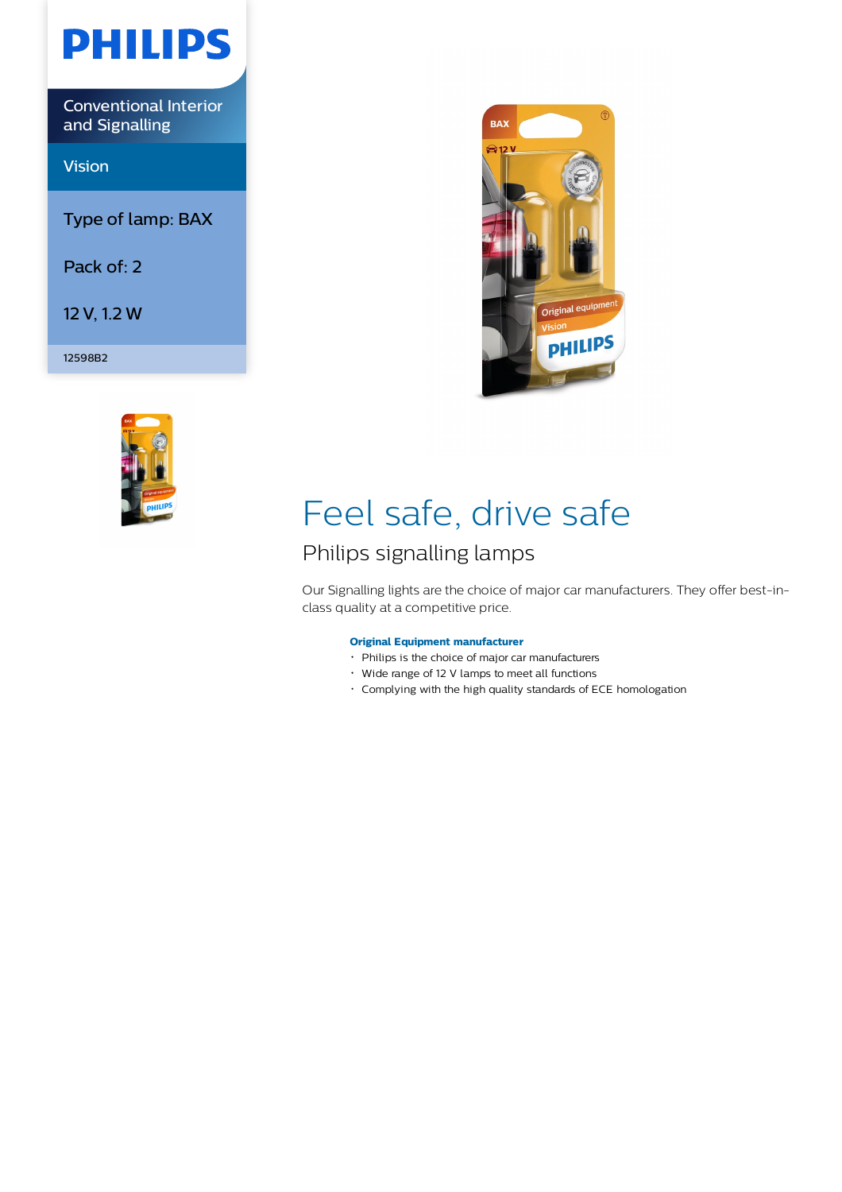PHILIPS

Conventional Interior and Signalling

Vision

Type of lamp: BAX

Pack of: 2

12 V, 1.2 W

12598B2

# Feel safe, drive safe

## Philips signalling lamps

Our Signalling lights are the choice of major car manufacturers. They offer best-in-class quality at a competitive price.

**Original Equipment manufacturer**

- Philips is the choice of major car manufacturers
- Wide range of 12 V lamps to meet all functions
- Complying with the high quality standards of ECE homologation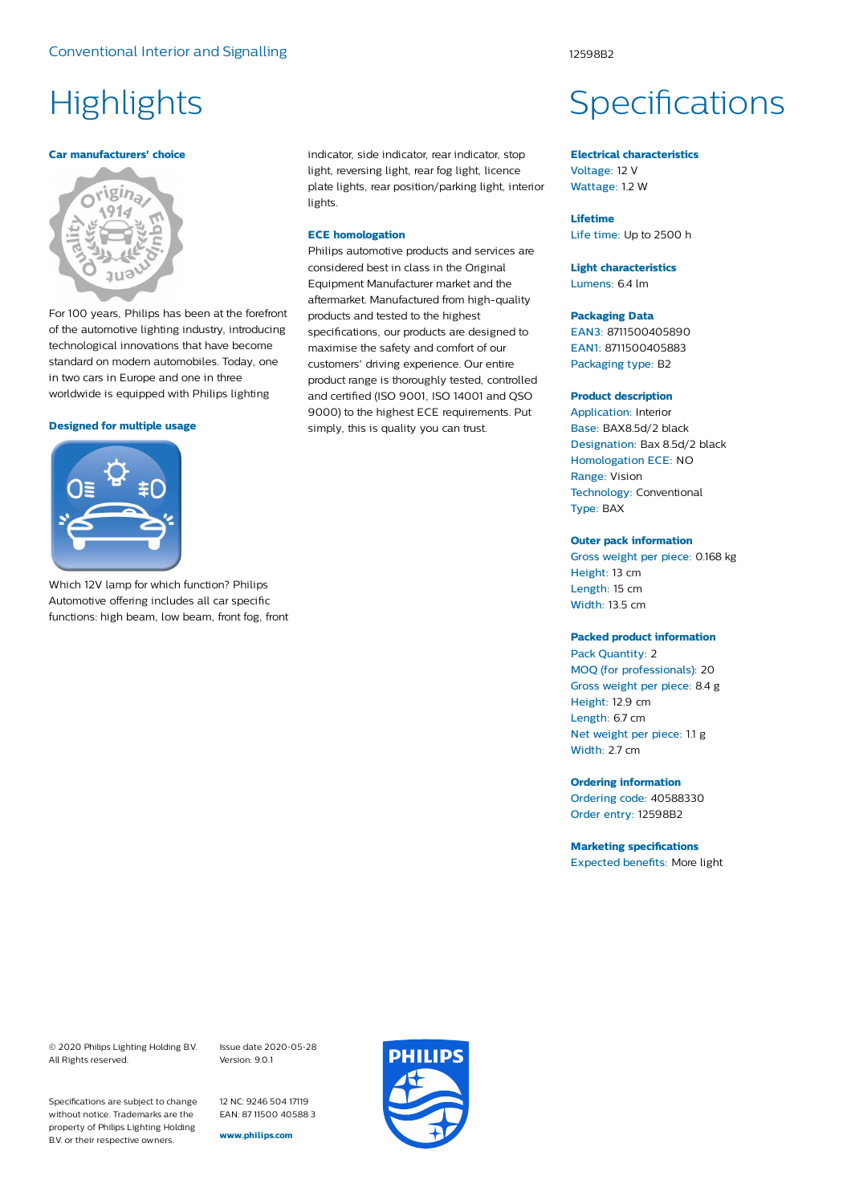# Highlights

**Car manufacturers' choice**

For 100 years, Philips has been at the forefront of the automotive lighting industry, introducing technological innovations that have become standard on modern automobiles. Today, one in two cars in Europe and one in three worldwide is equipped with Philips lighting

**Designed for multiple usage**

Which 12V lamp for which function? Philips Automotive offering includes all car specific functions: high beam, low beam, front fog, front indicator, side indicator, rear indicator, stop light, reversing light, rear fog light, licence plate lights, rear position/parking light, interior lights.

**ECE homologation**

Philips automotive products and services are considered best in class in the Original Equipment Manufacturer market and the aftermarket. Manufactured from high-quality products and tested to the highest specifications, our products are designed to maximise the safety and comfort of our customers' driving experience. Our entire product range is thoroughly tested, controlled and certified (ISO 9001, ISO 14001 and QSO 9000) to the highest ECE requirements. Put simply, this is quality you can trust.

# Specifications

**Electrical characteristics**
- Voltage: 12 V
- Wattage: 1.2 W

**Lifetime**
- Life time: Up to 2500 h

**Light characteristics**
- Lumens: 6.4 lm

**Packaging Data**
- EAN3: 8711500405890
- EAN1: 8711500405883
- Packaging type: B2

**Product description**
- Application: Interior
- Base: BAX8.5d/2 black
- Designation: Bax 8.5d/2 black
- Homologation ECE: NO
- Range: Vision
- Technology: Conventional
- Type: BAX

**Outer pack information**
- Gross weight per piece: 0.168 kg
- Height: 13 cm
- Length: 15 cm
- Width: 13.5 cm

**Packed product information**
- Pack Quantity: 2
- MOQ (for professionals): 20
- Gross weight per piece: 8.4 g
- Height: 12.9 cm
- Length: 6.7 cm
- Net weight per piece: 1.1 g
- Width: 2.7 cm

**Ordering information**
- Ordering code: 40588330
- Order entry: 12598B2

**Marketing specifications**
- Expected benefits: More light

© 2020 Philips Lighting Holding B.V.
All Rights reserved.

Specifications are subject to change without notice. Trademarks are the property of Philips Lighting Holding B.V. or their respective owners.

Issue date 2020-05-28
Version: 9.0.1

12 NC: 9246 504 17119
EAN: 87 11500 40588 3

www.philips.com